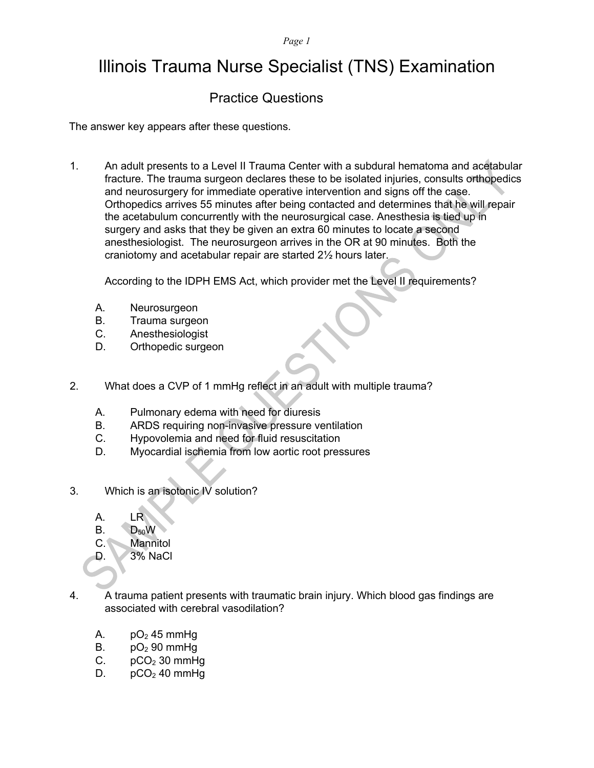# Illinois Trauma Nurse Specialist (TNS) Examination

## Practice Questions

The answer key appears after these questions.

1. An adult presents to a Level II Trauma Center with a subdural hematoma and acetabular fracture. The trauma surgeon declares these to be isolated injuries, consults orthopedics and neurosurgery for immediate operative intervention and signs off the case. Orthopedics arrives 55 minutes after being contacted and determines that he will repair the acetabulum concurrently with the neurosurgical case. Anesthesia is tied up in surgery and asks that they be given an extra 60 minutes to locate a second anesthesiologist. The neurosurgeon arrives in the OR at 90 minutes. Both the craniotomy and acetabular repair are started 2½ hours later.

   According to the IDPH EMS Act, which provider met the Level II requirements?

   A. Neurosurgeon
   B. Trauma surgeon
   C. Anesthesiologist
   D. Orthopedic surgeon

2. What does a CVP of 1 mmHg reflect in an adult with multiple trauma?

   A. Pulmonary edema with need for diuresis
   B. ARDS requiring non-invasive pressure ventilation
   C. Hypovolemia and need for fluid resuscitation
   D. Myocardial ischemia from low aortic root pressures

3. Which is an isotonic IV solution?

   A. LR
   B. $D_{50}W$
   C. Mannitol
   D. 3% NaCl

4. A trauma patient presents with traumatic brain injury. Which blood gas findings are associated with cerebral vasodilation?

   A. $pO_2$ 45 mmHg
   B. $pO_2$ 90 mmHg
   C. $pCO_2$ 30 mmHg
   D. $pCO_2$ 40 mmHg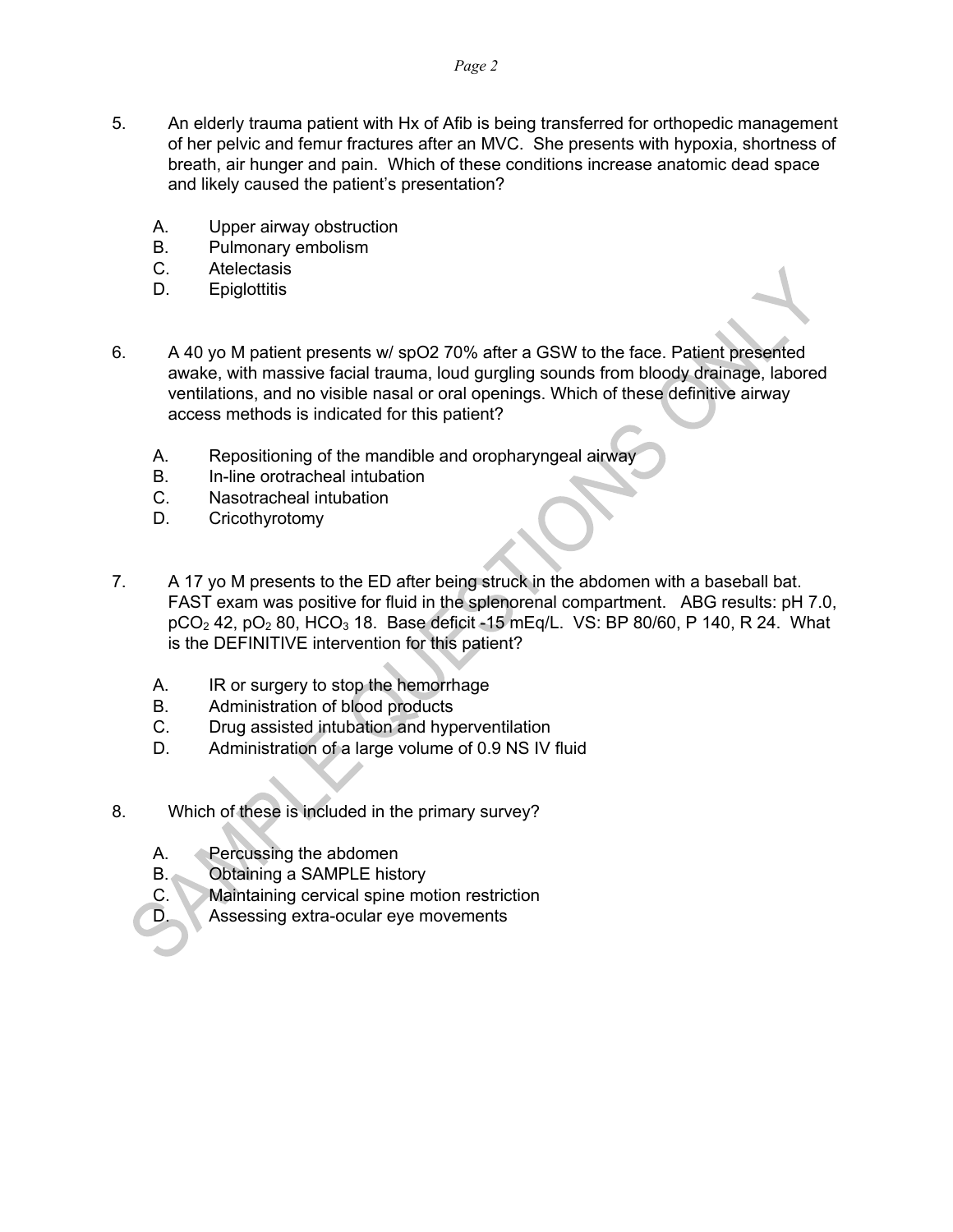5. An elderly trauma patient with Hx of Afib is being transferred for orthopedic management of her pelvic and femur fractures after an MVC. She presents with hypoxia, shortness of breath, air hunger and pain. Which of these conditions increase anatomic dead space and likely caused the patient's presentation?

   A. Upper airway obstruction
   B. Pulmonary embolism
   C. Atelectasis
   D. Epiglottitis

6. A 40 yo M patient presents w/ spO2 70% after a GSW to the face. Patient presented awake, with massive facial trauma, loud gurgling sounds from bloody drainage, labored ventilations, and no visible nasal or oral openings. Which of these definitive airway access methods is indicated for this patient?

   A. Repositioning of the mandible and oropharyngeal airway
   B. In-line orotracheal intubation
   C. Nasotracheal intubation
   D. Cricothyrotomy

7. A 17 yo M presents to the ED after being struck in the abdomen with a baseball bat. FAST exam was positive for fluid in the splenorenal compartment. ABG results: pH 7.0, $pCO_2$ 42, $pO_2$ 80, $HCO_3$ 18. Base deficit -15 mEq/L. VS: BP 80/60, P 140, R 24. What is the DEFINITIVE intervention for this patient?

   A. IR or surgery to stop the hemorrhage
   B. Administration of blood products
   C. Drug assisted intubation and hyperventilation
   D. Administration of a large volume of 0.9 NS IV fluid

8. Which of these is included in the primary survey?

   A. Percussing the abdomen
   B. Obtaining a SAMPLE history
   C. Maintaining cervical spine motion restriction
   D. Assessing extra-ocular eye movements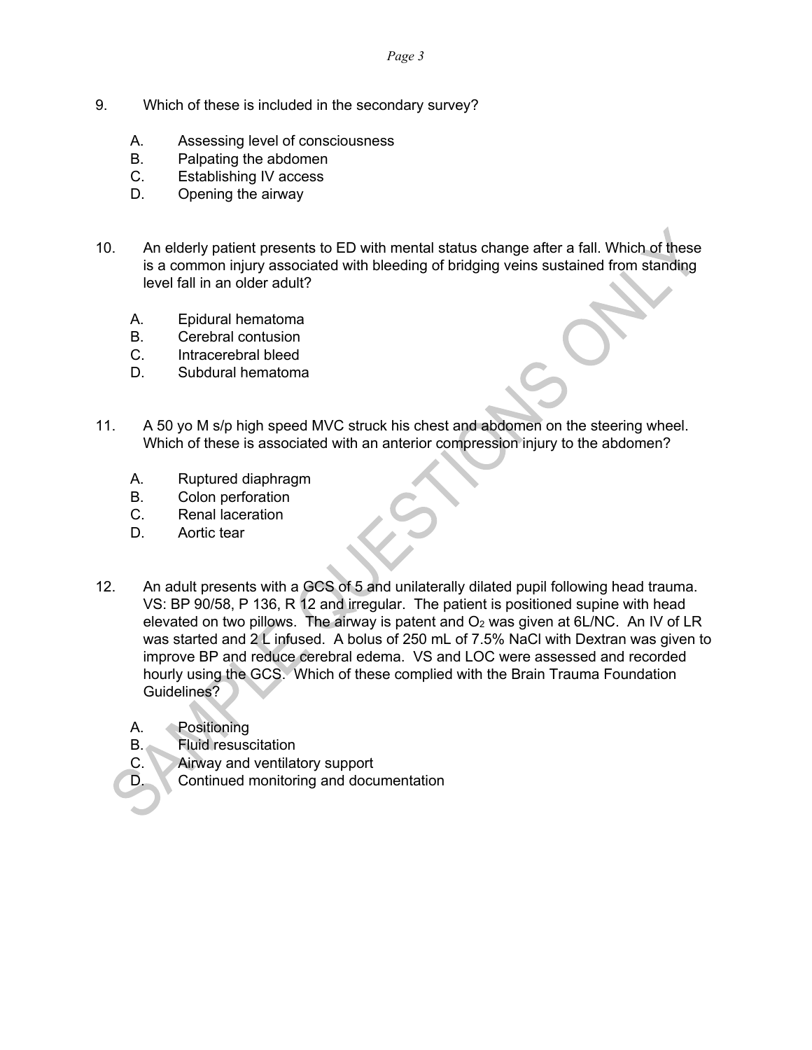9. Which of these is included in the secondary survey?

   A. Assessing level of consciousness
   B. Palpating the abdomen
   C. Establishing IV access
   D. Opening the airway

10. An elderly patient presents to ED with mental status change after a fall. Which of these is a common injury associated with bleeding of bridging veins sustained from standing level fall in an older adult?

    A. Epidural hematoma
    B. Cerebral contusion
    C. Intracerebral bleed
    D. Subdural hematoma

11. A 50 yo M s/p high speed MVC struck his chest and abdomen on the steering wheel. Which of these is associated with an anterior compression injury to the abdomen?

    A. Ruptured diaphragm
    B. Colon perforation
    C. Renal laceration
    D. Aortic tear

12. An adult presents with a GCS of 5 and unilaterally dilated pupil following head trauma. VS: BP 90/58, P 136, R 12 and irregular. The patient is positioned supine with head elevated on two pillows. The airway is patent and $O_2$ was given at 6L/NC. An IV of LR was started and 2 L infused. A bolus of 250 mL of 7.5% NaCl with Dextran was given to improve BP and reduce cerebral edema. VS and LOC were assessed and recorded hourly using the GCS. Which of these complied with the Brain Trauma Foundation Guidelines?

    A. Positioning
    B. Fluid resuscitation
    C. Airway and ventilatory support
    D. Continued monitoring and documentation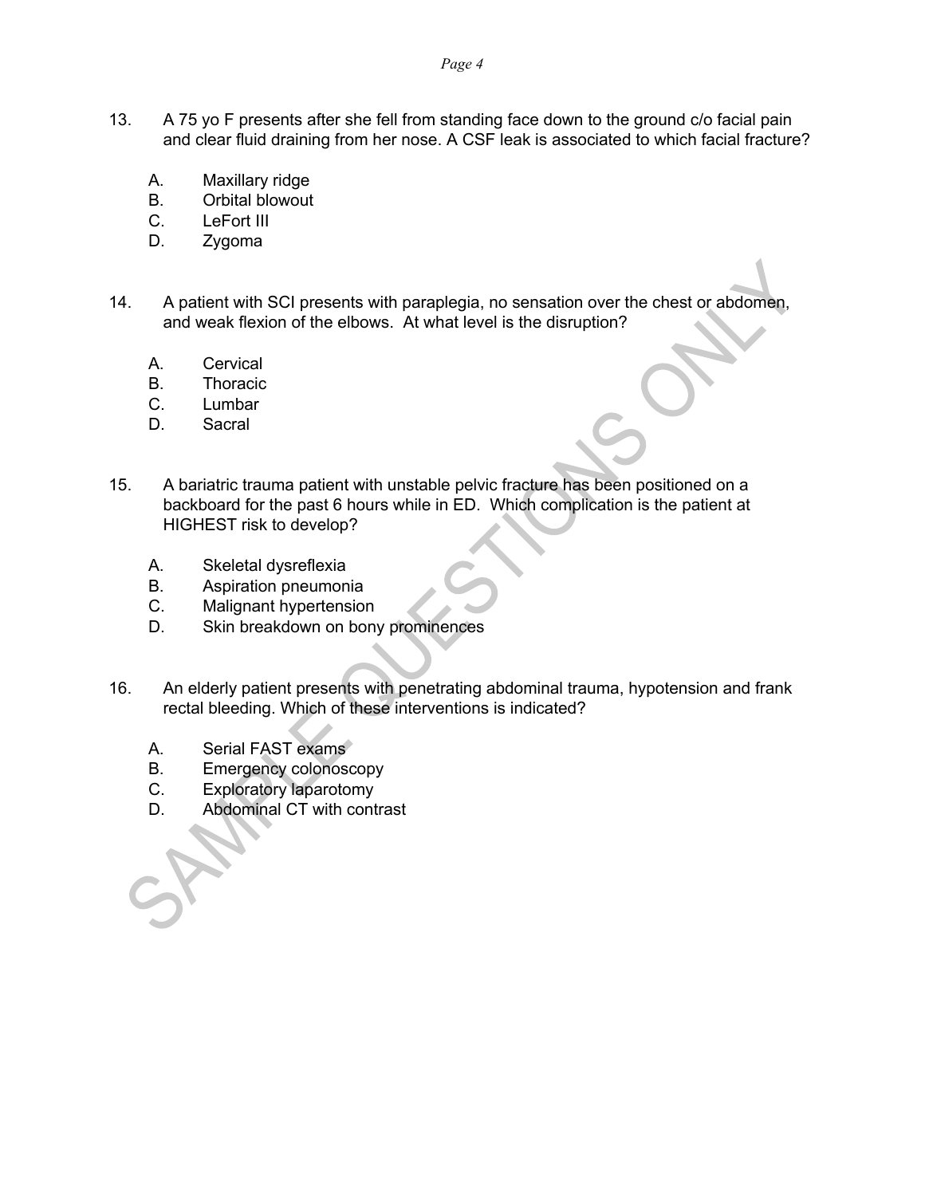13. A 75 yo F presents after she fell from standing face down to the ground c/o facial pain and clear fluid draining from her nose. A CSF leak is associated to which facial fracture?

    A. Maxillary ridge
    B. Orbital blowout
    C. LeFort III
    D. Zygoma

14. A patient with SCI presents with paraplegia, no sensation over the chest or abdomen, and weak flexion of the elbows. At what level is the disruption?

    A. Cervical
    B. Thoracic
    C. Lumbar
    D. Sacral

15. A bariatric trauma patient with unstable pelvic fracture has been positioned on a backboard for the past 6 hours while in ED. Which complication is the patient at HIGHEST risk to develop?

    A. Skeletal dysreflexia
    B. Aspiration pneumonia
    C. Malignant hypertension
    D. Skin breakdown on bony prominences

16. An elderly patient presents with penetrating abdominal trauma, hypotension and frank rectal bleeding. Which of these interventions is indicated?

    A. Serial FAST exams
    B. Emergency colonoscopy
    C. Exploratory laparotomy
    D. Abdominal CT with contrast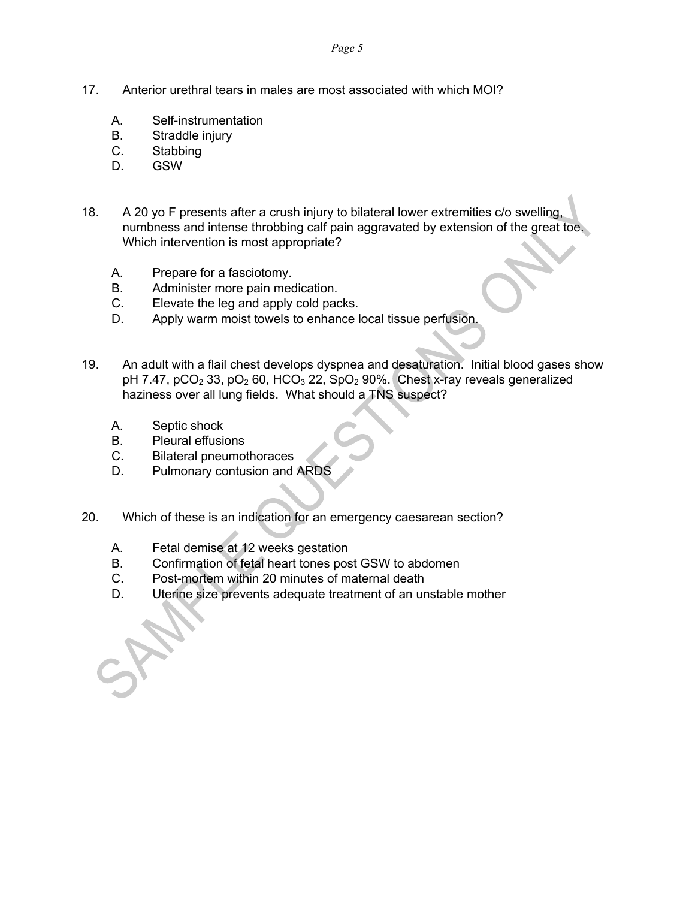17. Anterior urethral tears in males are most associated with which MOI?

    A. Self-instrumentation
    B. Straddle injury
    C. Stabbing
    D. GSW

18. A 20 yo F presents after a crush injury to bilateral lower extremities c/o swelling, numbness and intense throbbing calf pain aggravated by extension of the great toe. Which intervention is most appropriate?

    A. Prepare for a fasciotomy.
    B. Administer more pain medication.
    C. Elevate the leg and apply cold packs.
    D. Apply warm moist towels to enhance local tissue perfusion.

19. An adult with a flail chest develops dyspnea and desaturation. Initial blood gases show pH 7.47, $pCO_2$ 33, $pO_2$ 60, $HCO_3$ 22, $SpO_2$ 90%. Chest x-ray reveals generalized haziness over all lung fields. What should a TNS suspect?

    A. Septic shock
    B. Pleural effusions
    C. Bilateral pneumothoraces
    D. Pulmonary contusion and ARDS

20. Which of these is an indication for an emergency caesarean section?

    A. Fetal demise at 12 weeks gestation
    B. Confirmation of fetal heart tones post GSW to abdomen
    C. Post-mortem within 20 minutes of maternal death
    D. Uterine size prevents adequate treatment of an unstable mother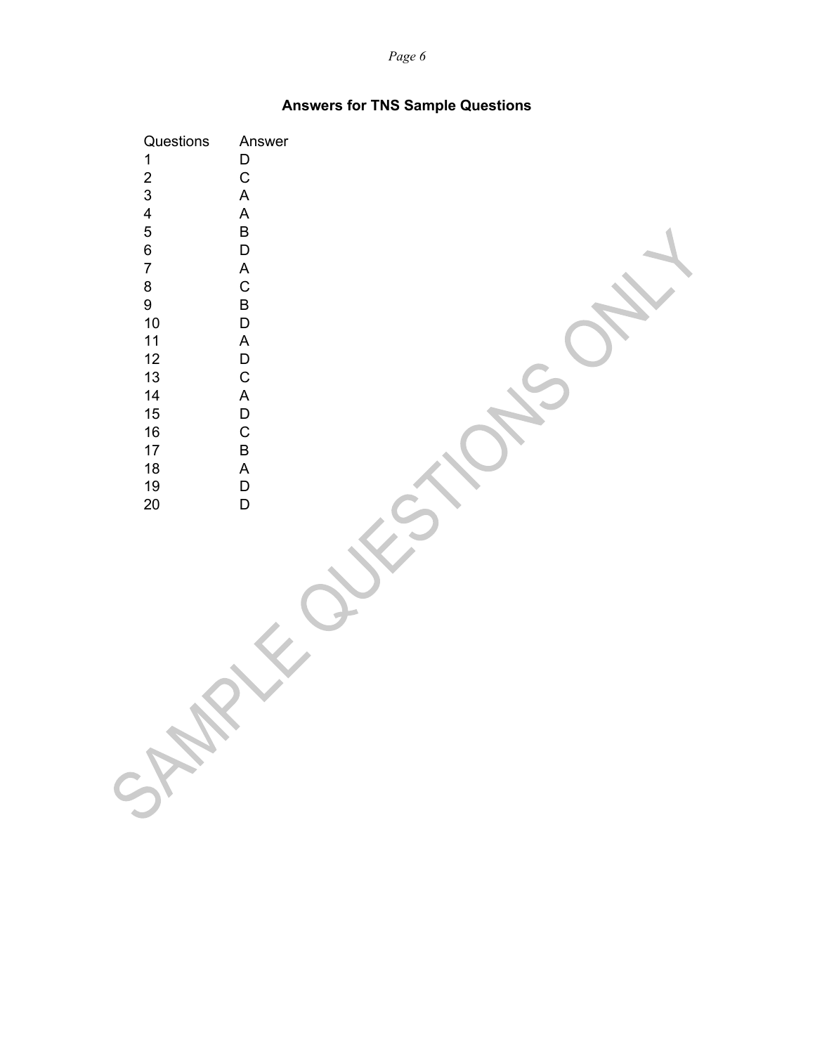## Answers for TNS Sample Questions

| Questions | Answer |
|---|---|
| 1 | D |
| 2 | C |
| 3 | A |
| 4 | A |
| 5 | B |
| 6 | D |
| 7 | A |
| 8 | C |
| 9 | B |
| 10 | D |
| 11 | A |
| 12 | D |
| 13 | C |
| 14 | A |
| 15 | D |
| 16 | C |
| 17 | B |
| 18 | A |
| 19 | D |
| 20 | D |

SAMPLE QUESTIONS ONLY